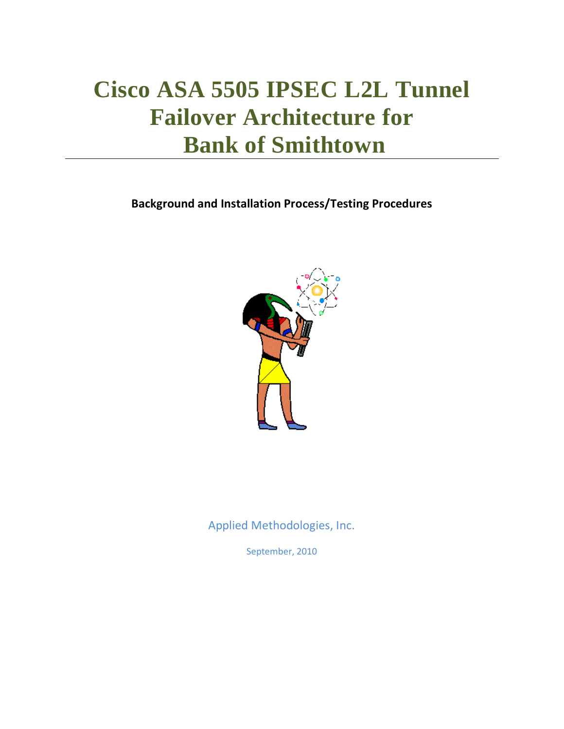# Cisco ASA 5505 IPSEC L2L Tunnel Failover Architecture for Bank of Smithtown

**Background and Installation Process/Testing Procedures**

Applied Methodologies, Inc.

September, 2010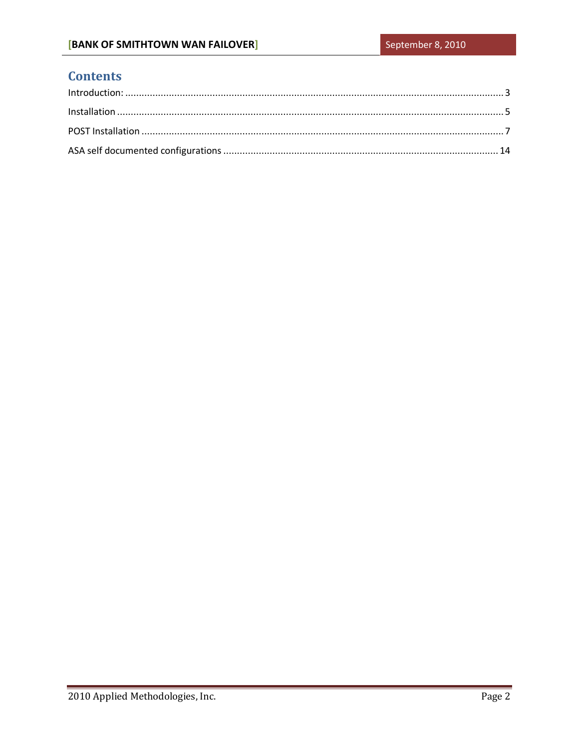# Contents

Introduction: ........................................................................................................................................ 3

Installation ........................................................................................................................................ 5

POST Installation ................................................................................................................................ 7

ASA self documented configurations .................................................................................................. 14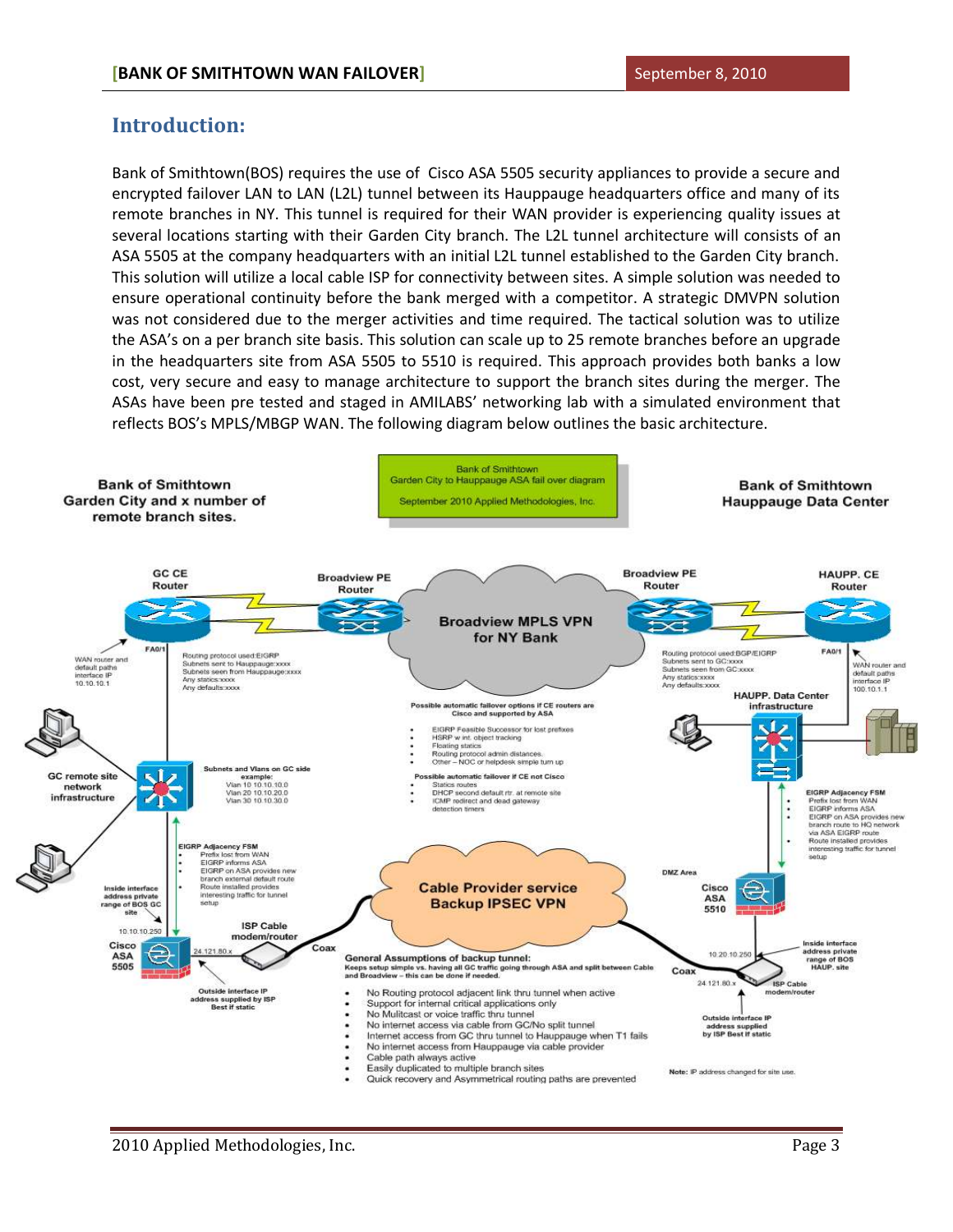## Introduction:

Bank of Smithtown(BOS) requires the use of Cisco ASA 5505 security appliances to provide a secure and encrypted failover LAN to LAN (L2L) tunnel between its Hauppauge headquarters office and many of its remote branches in NY. This tunnel is required for their WAN provider is experiencing quality issues at several locations starting with their Garden City branch. The L2L tunnel architecture will consists of an ASA 5505 at the company headquarters with an initial L2L tunnel established to the Garden City branch. This solution will utilize a local cable ISP for connectivity between sites. A simple solution was needed to ensure operational continuity before the bank merged with a competitor. A strategic DMVPN solution was not considered due to the merger activities and time required. The tactical solution was to utilize the ASA's on a per branch site basis. This solution can scale up to 25 remote branches before an upgrade in the headquarters site from ASA 5505 to 5510 is required. This approach provides both banks a low cost, very secure and easy to manage architecture to support the branch sites during the merger. The ASAs have been pre tested and staged in AMILABS' networking lab with a simulated environment that reflects BOS's MPLS/MBGP WAN. The following diagram below outlines the basic architecture.

Bank of Smithtown
Garden City to Hauppauge ASA fail over diagram
September 2010 Applied Methodologies, Inc.

**Bank of Smithtown Garden City and x number of remote branch sites.**

**Bank of Smithtown Hauppauge Data Center**

GC CE Router — Broadview PE Router — Broadview MPLS VPN for NY Bank — Broadview PE Router — HAUPP. CE Router

FA0/1 — WAN router and default paths interface IP 10.10.10.1

Routing protocol used:EIGRP
Subnets sent to Hauppauge:xxxx
Subnets seen from Hauppauge:xxxx
Any statics:xxxx
Any defaults:xxxx

Routing protocol used:BGP/EIGRP
Subnets sent to GC:xxxx
Subnets seen from GC:xxxx
Any statics:xxxx
Any defaults:xxxx

FA0/1 — WAN router and default paths interface IP 100.10.1.1

HAUPP. Data Center infrastructure

Possible automatic failover options if CE routers are Cisco and supported by ASA
- EIGRP Feasible Successor for lost prefixes
- HSRP w int. object tracking
- Floating statics
- Routing protocol admin distances.
- Other – NOC or helpdesk simple turn up

Possible automatic failover if CE not Cisco
- Statics routes
- DHCP second default rtr. at remote site
- ICMP redirect and dead gateway detection timers

GC remote site network infrastructure

Subnets and Vlans on GC side example:
Vlan 10 10.10.10.0
Vlan 20 10.10.20.0
Vlan 30 10.10.30.0

EIGRP Adjacency FSM
- Prefix lost from WAN
- EIGRP informs ASA
- EIGRP on ASA provides new branch external default route
- Route installed provides interesting traffic for tunnel setup

EIGRP Adjacency FSM
- Prefix lost from WAN
- EIGRP informs ASA
- EIGRP on ASA provides new branch route to HQ network via ASA EIGRP route
- Route installed provides interesting traffic for tunnel setup

Inside interface address private range of BOS GC site — 10.10.10.250 — Cisco ASA 5505 — 24.121.80.x — ISP Cable modem/router — Coax

Outside interface IP address supplied by ISP Best if static

Cable Provider service Backup IPSEC VPN

DMZ Area — Cisco ASA 5510 — 10.20.10.250 — Inside interface address private range of BOS HAUP. site — 24.121.80.x — ISP Cable modem/router — Coax

Outside interface IP address supplied by ISP Best if static

**General Assumptions of backup tunnel:**
Keeps setup simple vs. having all GC traffic going through ASA and split between Cable and Broadview – this can be done if needed.

- No Routing protocol adjacent link thru tunnel when active
- Support for internal critical applications only
- No Mulitcast or voice traffic thru tunnel
- No internet access via cable from GC/No split tunnel
- Internet access from GC thru tunnel to Hauppauge when T1 fails
- No internet access from Hauppauge via cable provider
- Cable path always active
- Easily duplicated to multiple branch sites
- Quick recovery and Asymmetrical routing paths are prevented

Note: IP address changed for site use.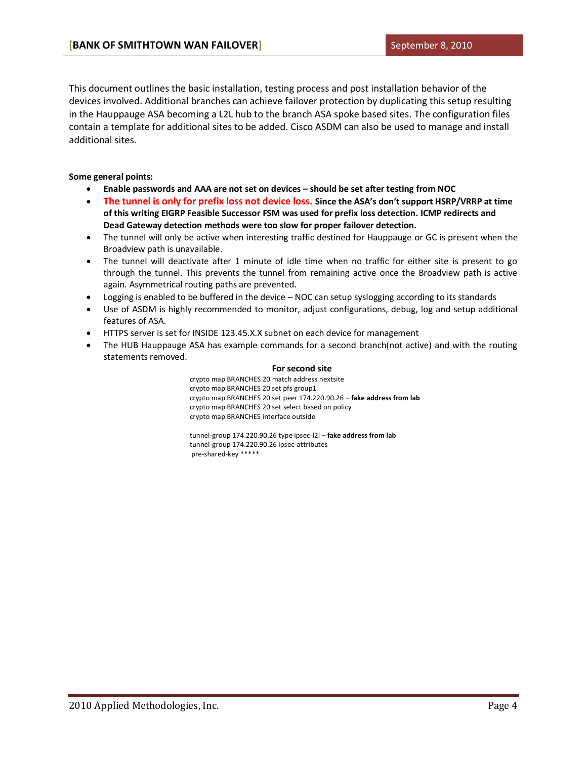This document outlines the basic installation, testing process and post installation behavior of the devices involved. Additional branches can achieve failover protection by duplicating this setup resulting in the Hauppauge ASA becoming a L2L hub to the branch ASA spoke based sites. The configuration files contain a template for additional sites to be added. Cisco ASDM can also be used to manage and install additional sites.

**Some general points:**

- **Enable passwords and AAA are not set on devices – should be set after testing from NOC**
- **The tunnel is only for prefix loss not device loss. Since the ASA's don't support HSRP/VRRP at time of this writing EIGRP Feasible Successor FSM was used for prefix loss detection. ICMP redirects and Dead Gateway detection methods were too slow for proper failover detection.**
- The tunnel will only be active when interesting traffic destined for Hauppauge or GC is present when the Broadview path is unavailable.
- The tunnel will deactivate after 1 minute of idle time when no traffic for either site is present to go through the tunnel. This prevents the tunnel from remaining active once the Broadview path is active again. Asymmetrical routing paths are prevented.
- Logging is enabled to be buffered in the device – NOC can setup syslogging according to its standards
- Use of ASDM is highly recommended to monitor, adjust configurations, debug, log and setup additional features of ASA.
- HTTPS server is set for INSIDE 123.45.X.X subnet on each device for management
- The HUB Hauppauge ASA has example commands for a second branch(not active) and with the routing statements removed.

**For second site**

```
crypto map BRANCHES 20 match address nextsite
crypto map BRANCHES 20 set pfs group1
crypto map BRANCHES 20 set peer 174.220.90.26 – fake address from lab
crypto map BRANCHES 20 set select based on policy
crypto map BRANCHES interface outside

tunnel-group 174.220.90.26 type ipsec-l2l – fake address from lab
tunnel-group 174.220.90.26 ipsec-attributes
 pre-shared-key *****
```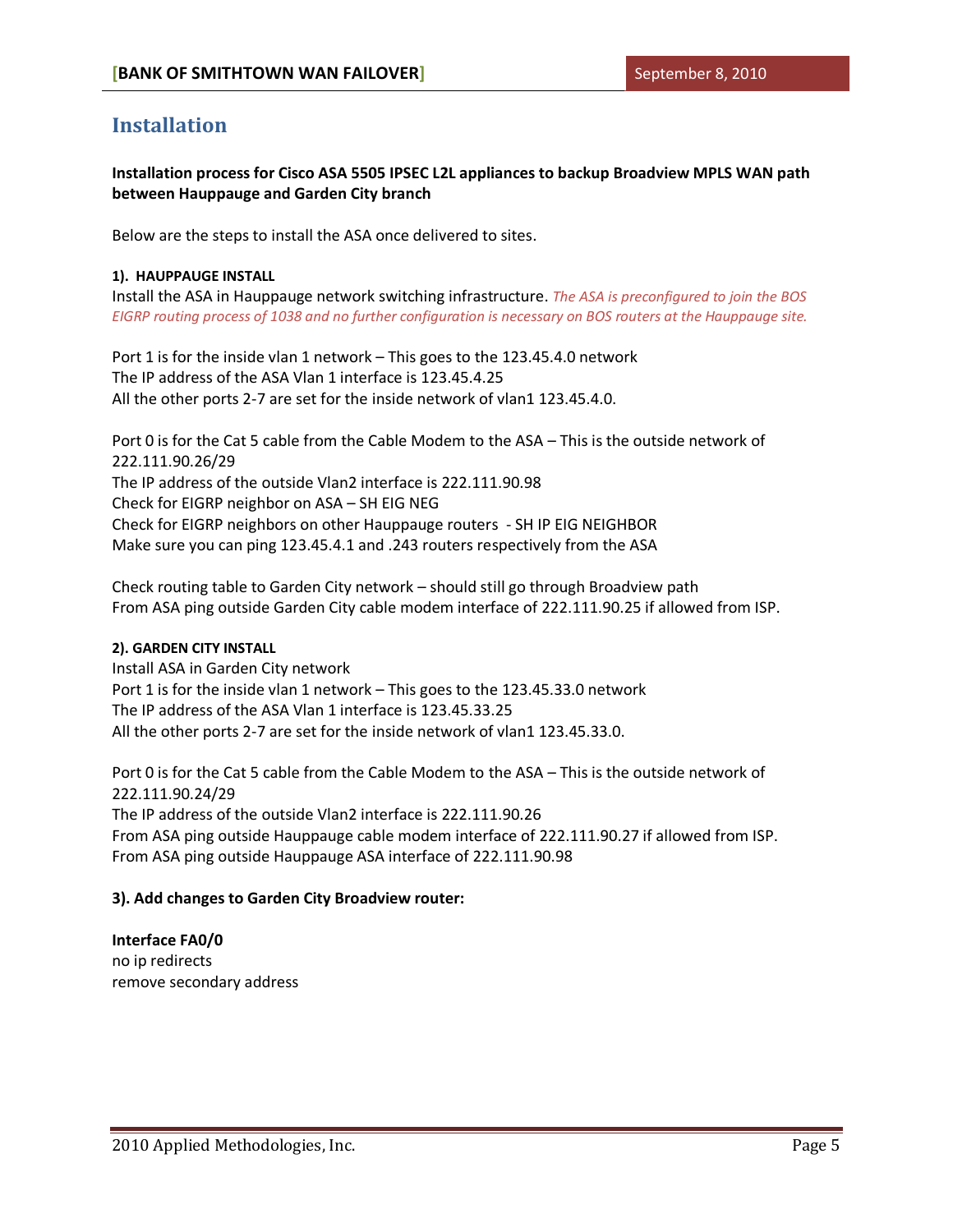# Installation

**Installation process for Cisco ASA 5505 IPSEC L2L appliances to backup Broadview MPLS WAN path between Hauppauge and Garden City branch**

Below are the steps to install the ASA once delivered to sites.

**1). HAUPPAUGE INSTALL**

Install the ASA in Hauppauge network switching infrastructure. *The ASA is preconfigured to join the BOS EIGRP routing process of 1038 and no further configuration is necessary on BOS routers at the Hauppauge site.*

Port 1 is for the inside vlan 1 network – This goes to the 123.45.4.0 network
The IP address of the ASA Vlan 1 interface is 123.45.4.25
All the other ports 2-7 are set for the inside network of vlan1 123.45.4.0.

Port 0 is for the Cat 5 cable from the Cable Modem to the ASA – This is the outside network of 222.111.90.26/29
The IP address of the outside Vlan2 interface is 222.111.90.98
Check for EIGRP neighbor on ASA – SH EIG NEG
Check for EIGRP neighbors on other Hauppauge routers - SH IP EIG NEIGHBOR
Make sure you can ping 123.45.4.1 and .243 routers respectively from the ASA

Check routing table to Garden City network – should still go through Broadview path
From ASA ping outside Garden City cable modem interface of 222.111.90.25 if allowed from ISP.

**2). GARDEN CITY INSTALL**

Install ASA in Garden City network
Port 1 is for the inside vlan 1 network – This goes to the 123.45.33.0 network
The IP address of the ASA Vlan 1 interface is 123.45.33.25
All the other ports 2-7 are set for the inside network of vlan1 123.45.33.0.

Port 0 is for the Cat 5 cable from the Cable Modem to the ASA – This is the outside network of 222.111.90.24/29
The IP address of the outside Vlan2 interface is 222.111.90.26
From ASA ping outside Hauppauge cable modem interface of 222.111.90.27 if allowed from ISP.
From ASA ping outside Hauppauge ASA interface of 222.111.90.98

**3). Add changes to Garden City Broadview router:**

**Interface FA0/0**
no ip redirects
remove secondary address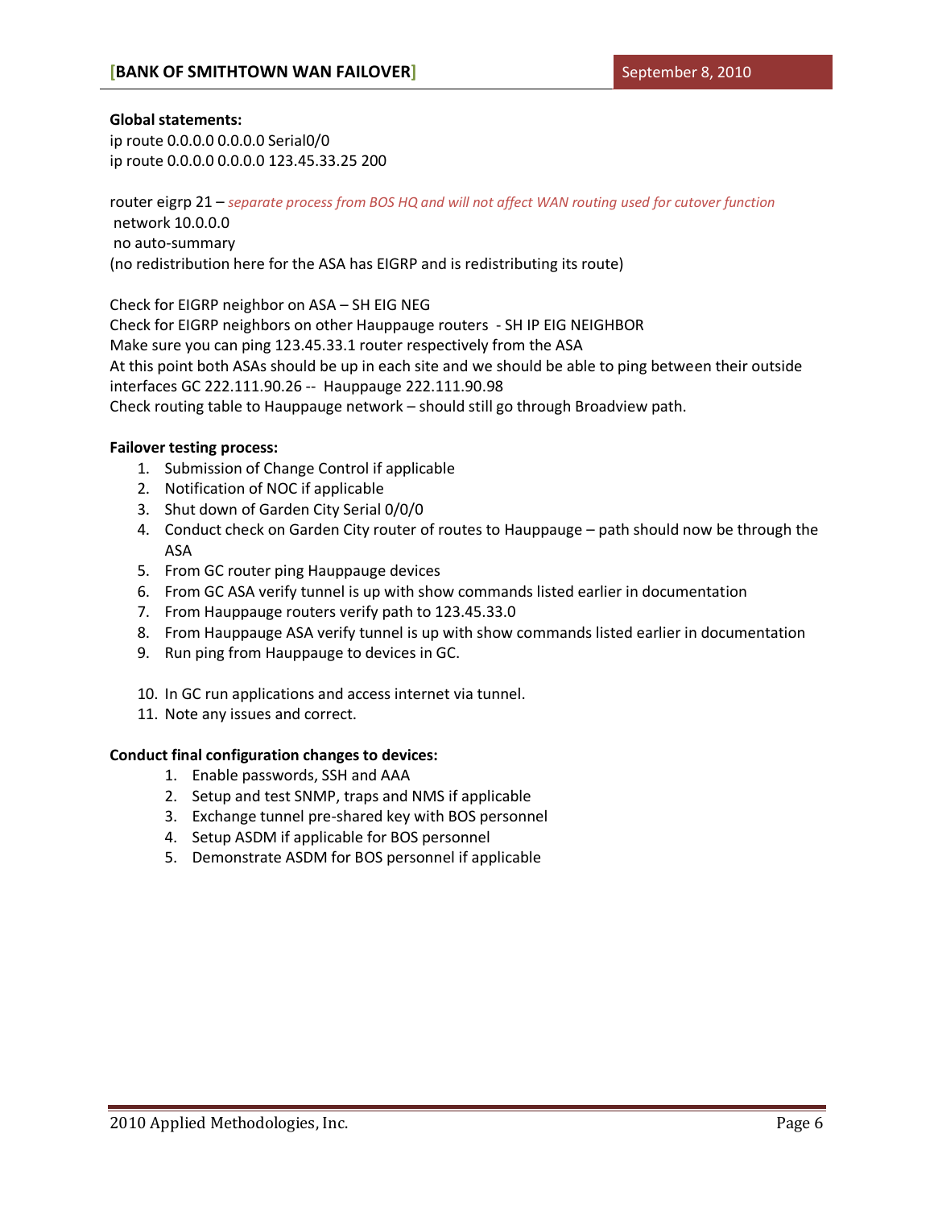**Global statements:**

ip route 0.0.0.0 0.0.0.0 Serial0/0
ip route 0.0.0.0 0.0.0.0 123.45.33.25 200

router eigrp 21 – *separate process from BOS HQ and will not affect WAN routing used for cutover function*
 network 10.0.0.0
 no auto-summary
(no redistribution here for the ASA has EIGRP and is redistributing its route)

Check for EIGRP neighbor on ASA – SH EIG NEG
Check for EIGRP neighbors on other Hauppauge routers  - SH IP EIG NEIGHBOR
Make sure you can ping 123.45.33.1 router respectively from the ASA
At this point both ASAs should be up in each site and we should be able to ping between their outside interfaces GC 222.111.90.26 --  Hauppauge 222.111.90.98
Check routing table to Hauppauge network – should still go through Broadview path.

**Failover testing process:**

1. Submission of Change Control if applicable
2. Notification of NOC if applicable
3. Shut down of Garden City Serial 0/0/0
4. Conduct check on Garden City router of routes to Hauppauge – path should now be through the ASA
5. From GC router ping Hauppauge devices
6. From GC ASA verify tunnel is up with show commands listed earlier in documentation
7. From Hauppauge routers verify path to 123.45.33.0
8. From Hauppauge ASA verify tunnel is up with show commands listed earlier in documentation
9. Run ping from Hauppauge to devices in GC.
10. In GC run applications and access internet via tunnel.
11. Note any issues and correct.

**Conduct final configuration changes to devices:**

1. Enable passwords, SSH and AAA
2. Setup and test SNMP, traps and NMS if applicable
3. Exchange tunnel pre-shared key with BOS personnel
4. Setup ASDM if applicable for BOS personnel
5. Demonstrate ASDM for BOS personnel if applicable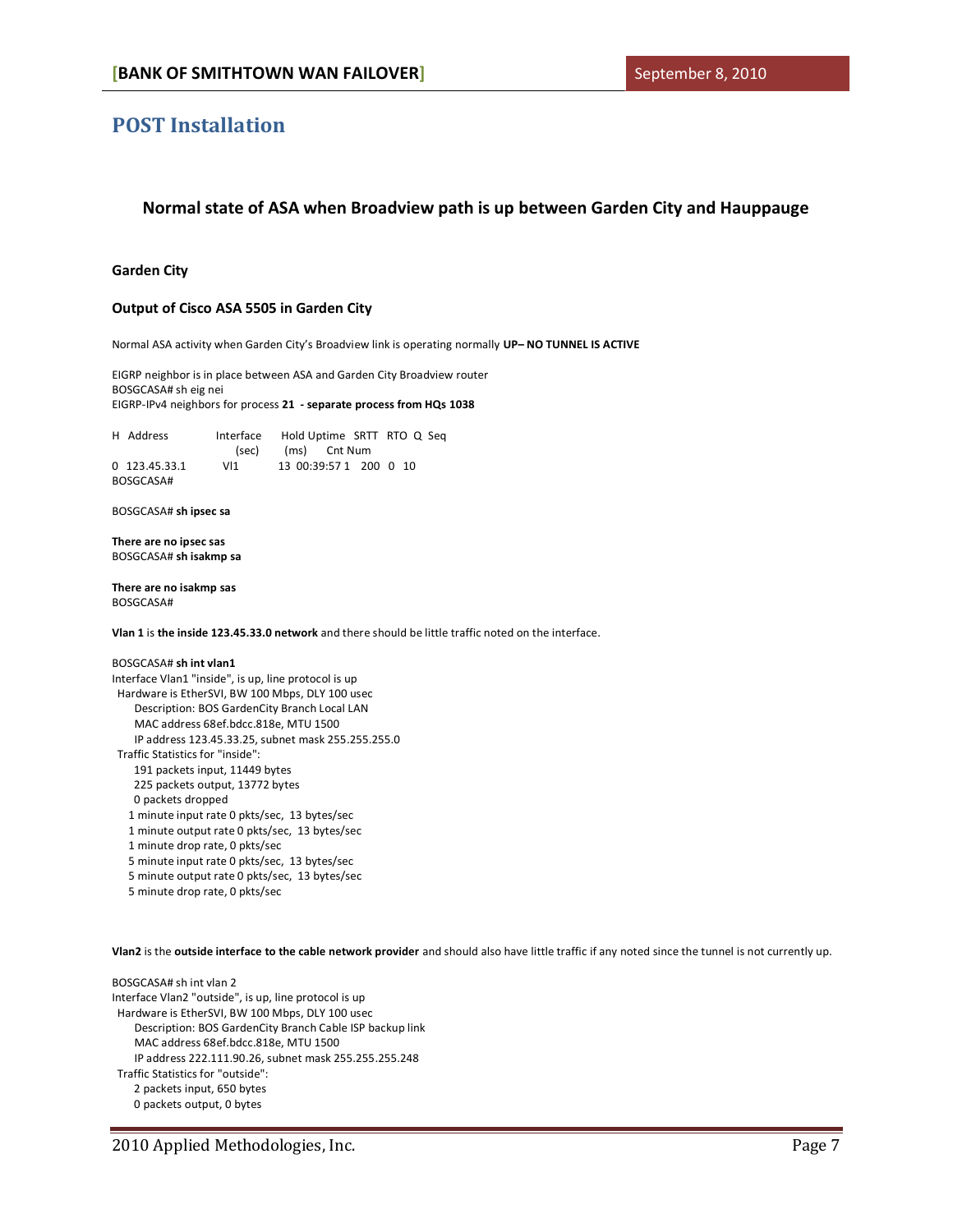# POST Installation

## Normal state of ASA when Broadview path is up between Garden City and Hauppauge

### Garden City

### Output of Cisco ASA 5505 in Garden City

Normal ASA activity when Garden City's Broadview link is operating normally **UP– NO TUNNEL IS ACTIVE**

EIGRP neighbor is in place between ASA and Garden City Broadview router

```
BOSGCASA# sh eig nei
EIGRP-IPv4 neighbors for process 21  - separate process from HQs 1038

H   Address         Interface     Hold Uptime   SRTT   RTO  Q  Seq
                                  (sec)         (ms)        Cnt Num
0   123.45.33.1     Vl1           13 00:39:57   1      200  0  10
BOSGCASA#
```

```
BOSGCASA# sh ipsec sa

There are no ipsec sas
BOSGCASA# sh isakmp sa

There are no isakmp sas
BOSGCASA#
```

**Vlan 1** is **the inside 123.45.33.0 network** and there should be little traffic noted on the interface.

```
BOSGCASA# sh int vlan1
Interface Vlan1 "inside", is up, line protocol is up
  Hardware is EtherSVI, BW 100 Mbps, DLY 100 usec
        Description: BOS GardenCity Branch Local LAN
        MAC address 68ef.bdcc.818e, MTU 1500
        IP address 123.45.33.25, subnet mask 255.255.255.0
  Traffic Statistics for "inside":
        191 packets input, 11449 bytes
        225 packets output, 13772 bytes
        0 packets dropped
      1 minute input rate 0 pkts/sec,  13 bytes/sec
      1 minute output rate 0 pkts/sec,  13 bytes/sec
      1 minute drop rate, 0 pkts/sec
      5 minute input rate 0 pkts/sec,  13 bytes/sec
      5 minute output rate 0 pkts/sec,  13 bytes/sec
      5 minute drop rate, 0 pkts/sec
```

**Vlan2** is the **outside interface to the cable network provider** and should also have little traffic if any noted since the tunnel is not currently up.

```
BOSGCASA# sh int vlan 2
Interface Vlan2 "outside", is up, line protocol is up
  Hardware is EtherSVI, BW 100 Mbps, DLY 100 usec
        Description: BOS GardenCity Branch Cable ISP backup link
        MAC address 68ef.bdcc.818e, MTU 1500
        IP address 222.111.90.26, subnet mask 255.255.255.248
  Traffic Statistics for "outside":
        2 packets input, 650 bytes
        0 packets output, 0 bytes
```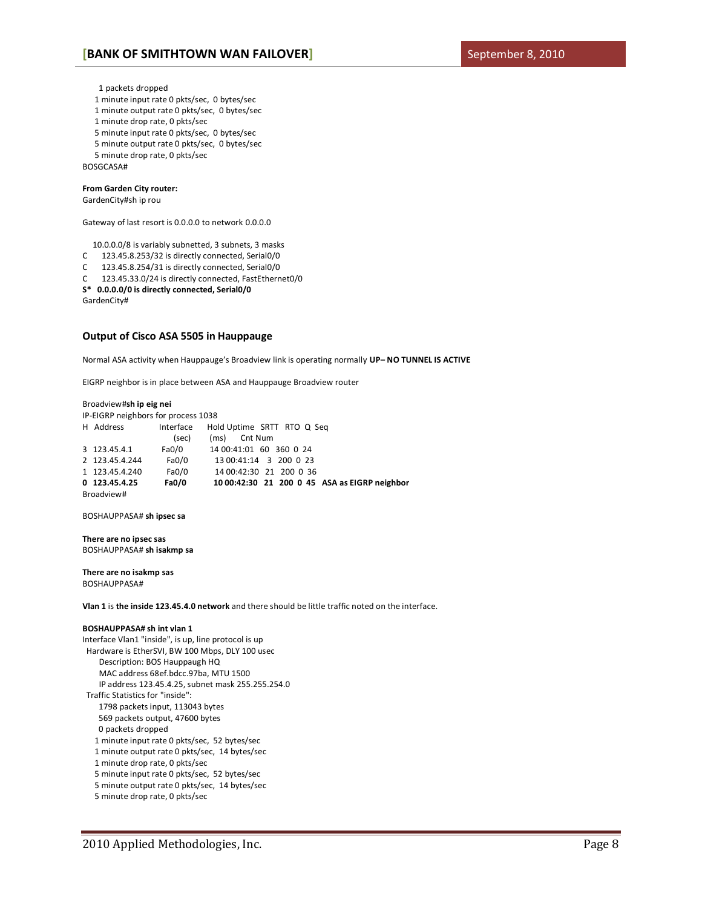```
    1 packets dropped
  1 minute input rate 0 pkts/sec,  0 bytes/sec
  1 minute output rate 0 pkts/sec,  0 bytes/sec
  1 minute drop rate, 0 pkts/sec
  5 minute input rate 0 pkts/sec,  0 bytes/sec
  5 minute output rate 0 pkts/sec,  0 bytes/sec
  5 minute drop rate, 0 pkts/sec
BOSGCASA#
```

**From Garden City router:**

```
GardenCity#sh ip rou

Gateway of last resort is 0.0.0.0 to network 0.0.0.0

    10.0.0.0/8 is variably subnetted, 3 subnets, 3 masks
C     123.45.8.253/32 is directly connected, Serial0/0
C     123.45.8.254/31 is directly connected, Serial0/0
C     123.45.33.0/24 is directly connected, FastEthernet0/0
S*  0.0.0.0/0 is directly connected, Serial0/0
GardenCity#
```

### Output of Cisco ASA 5505 in Hauppauge

Normal ASA activity when Hauppauge's Broadview link is operating normally **UP– NO TUNNEL IS ACTIVE**

EIGRP neighbor is in place between ASA and Hauppauge Broadview router

```
Broadview#sh ip eig nei
IP-EIGRP neighbors for process 1038
H  Address         Interface    Hold Uptime   SRTT  RTO  Q  Seq
                                (sec)         (ms)       Cnt Num
3  123.45.4.1      Fa0/0        14 00:41:01   60    360  0  24
2  123.45.4.244    Fa0/0        13 00:41:14   3     200  0  23
1  123.45.4.240    Fa0/0        14 00:42:30   21    200  0  36
0  123.45.4.25     Fa0/0        10 00:42:30   21    200  0  45   ASA as EIGRP neighbor
Broadview#
```

```
BOSHAUPPASA# sh ipsec sa

There are no ipsec sas
BOSHAUPPASA# sh isakmp sa

There are no isakmp sas
BOSHAUPPASA#
```

**Vlan 1** is **the inside 123.45.4.0 network** and there should be little traffic noted on the interface.

```
BOSHAUPPASA# sh int vlan 1
Interface Vlan1 "inside", is up, line protocol is up
  Hardware is EtherSVI, BW 100 Mbps, DLY 100 usec
       Description: BOS Hauppaugh HQ
       MAC address 68ef.bdcc.97ba, MTU 1500
       IP address 123.45.4.25, subnet mask 255.255.254.0
  Traffic Statistics for "inside":
       1798 packets input, 113043 bytes
       569 packets output, 47600 bytes
       0 packets dropped
     1 minute input rate 0 pkts/sec,  52 bytes/sec
     1 minute output rate 0 pkts/sec,  14 bytes/sec
     1 minute drop rate, 0 pkts/sec
     5 minute input rate 0 pkts/sec,  52 bytes/sec
     5 minute output rate 0 pkts/sec,  14 bytes/sec
     5 minute drop rate, 0 pkts/sec
```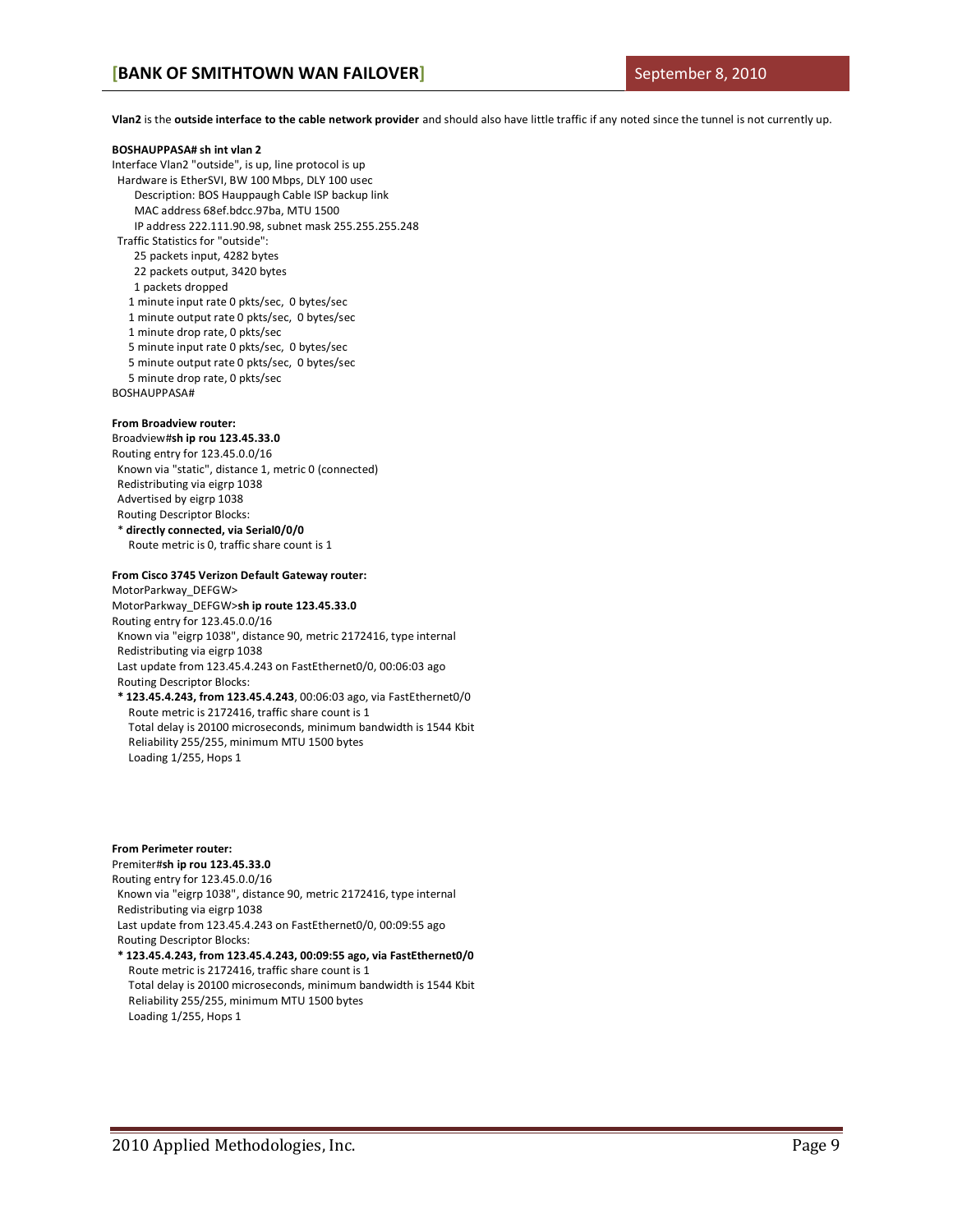**Vlan2** is the **outside interface to the cable network provider** and should also have little traffic if any noted since the tunnel is not currently up.

**BOSHAUPPASA# sh int vlan 2**

```
Interface Vlan2 "outside", is up, line protocol is up
  Hardware is EtherSVI, BW 100 Mbps, DLY 100 usec
      Description: BOS Hauppaugh Cable ISP backup link
      MAC address 68ef.bdcc.97ba, MTU 1500
      IP address 222.111.90.98, subnet mask 255.255.255.248
  Traffic Statistics for "outside":
      25 packets input, 4282 bytes
      22 packets output, 3420 bytes
      1 packets dropped
    1 minute input rate 0 pkts/sec,  0 bytes/sec
    1 minute output rate 0 pkts/sec,  0 bytes/sec
    1 minute drop rate, 0 pkts/sec
    5 minute input rate 0 pkts/sec,  0 bytes/sec
    5 minute output rate 0 pkts/sec,  0 bytes/sec
    5 minute drop rate, 0 pkts/sec
BOSHAUPPASA#
```

**From Broadview router:**

```
Broadview#sh ip rou 123.45.33.0
Routing entry for 123.45.0.0/16
  Known via "static", distance 1, metric 0 (connected)
  Redistributing via eigrp 1038
  Advertised by eigrp 1038
  Routing Descriptor Blocks:
  * directly connected, via Serial0/0/0
      Route metric is 0, traffic share count is 1
```

**From Cisco 3745 Verizon Default Gateway router:**

```
MotorParkway_DEFGW>
MotorParkway_DEFGW>sh ip route 123.45.33.0
Routing entry for 123.45.0.0/16
  Known via "eigrp 1038", distance 90, metric 2172416, type internal
  Redistributing via eigrp 1038
  Last update from 123.45.4.243 on FastEthernet0/0, 00:06:03 ago
  Routing Descriptor Blocks:
  * 123.45.4.243, from 123.45.4.243, 00:06:03 ago, via FastEthernet0/0
      Route metric is 2172416, traffic share count is 1
      Total delay is 20100 microseconds, minimum bandwidth is 1544 Kbit
      Reliability 255/255, minimum MTU 1500 bytes
      Loading 1/255, Hops 1
```

**From Perimeter router:**

```
Premiter#sh ip rou 123.45.33.0
Routing entry for 123.45.0.0/16
  Known via "eigrp 1038", distance 90, metric 2172416, type internal
  Redistributing via eigrp 1038
  Last update from 123.45.4.243 on FastEthernet0/0, 00:09:55 ago
  Routing Descriptor Blocks:
  * 123.45.4.243, from 123.45.4.243, 00:09:55 ago, via FastEthernet0/0
      Route metric is 2172416, traffic share count is 1
      Total delay is 20100 microseconds, minimum bandwidth is 1544 Kbit
      Reliability 255/255, minimum MTU 1500 bytes
      Loading 1/255, Hops 1
```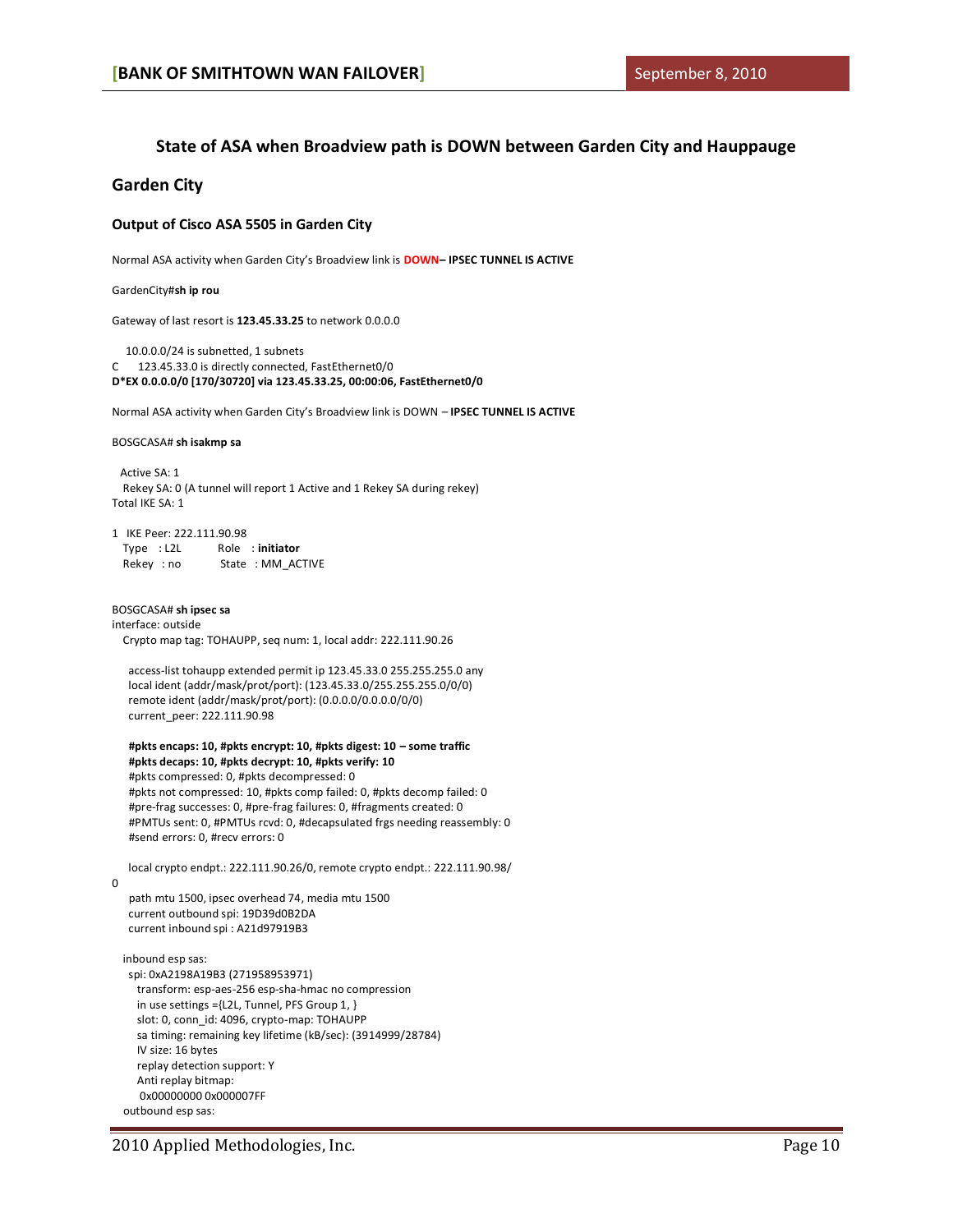## State of ASA when Broadview path is DOWN between Garden City and Hauppauge

## Garden City

### Output of Cisco ASA 5505 in Garden City

Normal ASA activity when Garden City's Broadview link is **DOWN– IPSEC TUNNEL IS ACTIVE**

GardenCity#**sh ip rou**

Gateway of last resort is **123.45.33.25** to network 0.0.0.0

```
   10.0.0.0/24 is subnetted, 1 subnets
C      123.45.33.0 is directly connected, FastEthernet0/0
D*EX 0.0.0.0/0 [170/30720] via 123.45.33.25, 00:00:06, FastEthernet0/0
```

Normal ASA activity when Garden City's Broadview link is DOWN – **IPSEC TUNNEL IS ACTIVE**

BOSGCASA# **sh isakmp sa**

```
  Active SA: 1
   Rekey SA: 0 (A tunnel will report 1 Active and 1 Rekey SA during rekey)
Total IKE SA: 1

1  IKE Peer: 222.111.90.98
   Type   : L2L         Role   : initiator
   Rekey  : no          State  : MM_ACTIVE
```

BOSGCASA# **sh ipsec sa**

```
interface: outside
   Crypto map tag: TOHAUPP, seq num: 1, local addr: 222.111.90.26

     access-list tohaupp extended permit ip 123.45.33.0 255.255.255.0 any
     local ident (addr/mask/prot/port): (123.45.33.0/255.255.255.0/0/0)
     remote ident (addr/mask/prot/port): (0.0.0.0/0.0.0.0/0/0)
     current_peer: 222.111.90.98

     #pkts encaps: 10, #pkts encrypt: 10, #pkts digest: 10 – some traffic
     #pkts decaps: 10, #pkts decrypt: 10, #pkts verify: 10
     #pkts compressed: 0, #pkts decompressed: 0
     #pkts not compressed: 10, #pkts comp failed: 0, #pkts decomp failed: 0
     #pre-frag successes: 0, #pre-frag failures: 0, #fragments created: 0
     #PMTUs sent: 0, #PMTUs rcvd: 0, #decapsulated frgs needing reassembly: 0
     #send errors: 0, #recv errors: 0

     local crypto endpt.: 222.111.90.26/0, remote crypto endpt.: 222.111.90.98/
0
     path mtu 1500, ipsec overhead 74, media mtu 1500
     current outbound spi: 19D39d0B2DA
     current inbound spi : A21d97919B3

   inbound esp sas:
     spi: 0xA2198A19B3 (271958953971)
        transform: esp-aes-256 esp-sha-hmac no compression
        in use settings ={L2L, Tunnel, PFS Group 1, }
        slot: 0, conn_id: 4096, crypto-map: TOHAUPP
        sa timing: remaining key lifetime (kB/sec): (3914999/28784)
        IV size: 16 bytes
        replay detection support: Y
        Anti replay bitmap:
         0x00000000 0x000007FF
   outbound esp sas:
```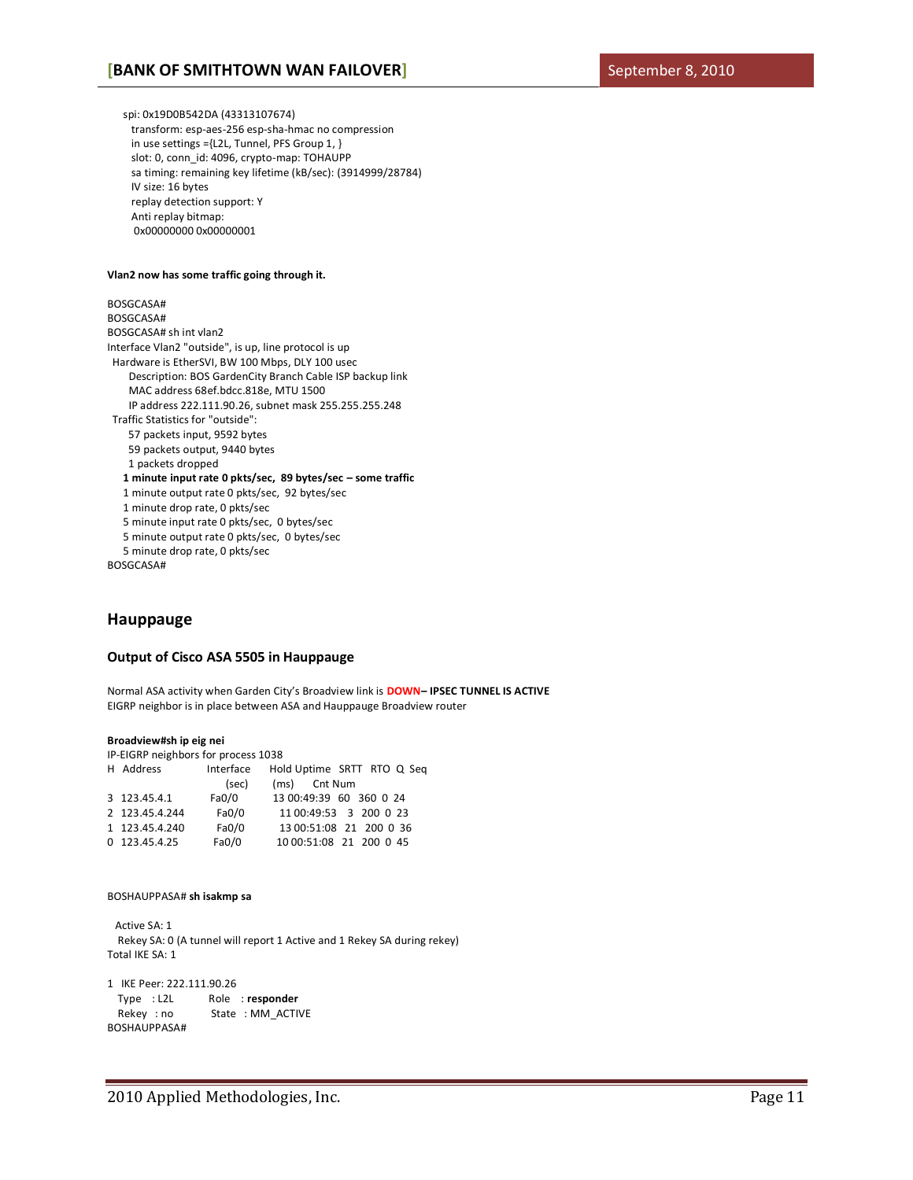```
spi: 0x19D0B542DA (43313107674)
   transform: esp-aes-256 esp-sha-hmac no compression
   in use settings ={L2L, Tunnel, PFS Group 1, }
   slot: 0, conn_id: 4096, crypto-map: TOHAUPP
   sa timing: remaining key lifetime (kB/sec): (3914999/28784)
   IV size: 16 bytes
   replay detection support: Y
   Anti replay bitmap:
    0x00000000 0x00000001
```

**Vlan2 now has some traffic going through it.**

```
BOSGCASA#
BOSGCASA#
BOSGCASA# sh int vlan2
Interface Vlan2 "outside", is up, line protocol is up
  Hardware is EtherSVI, BW 100 Mbps, DLY 100 usec
     Description: BOS GardenCity Branch Cable ISP backup link
     MAC address 68ef.bdcc.818e, MTU 1500
     IP address 222.111.90.26, subnet mask 255.255.255.248
  Traffic Statistics for "outside":
     57 packets input, 9592 bytes
     59 packets output, 9440 bytes
     1 packets dropped
    1 minute input rate 0 pkts/sec,  89 bytes/sec – some traffic
    1 minute output rate 0 pkts/sec,  92 bytes/sec
    1 minute drop rate, 0 pkts/sec
    5 minute input rate 0 pkts/sec,  0 bytes/sec
    5 minute output rate 0 pkts/sec,  0 bytes/sec
    5 minute drop rate, 0 pkts/sec
BOSGCASA#
```

## Hauppauge

### Output of Cisco ASA 5505 in Hauppauge

Normal ASA activity when Garden City's Broadview link is **DOWN– IPSEC TUNNEL IS ACTIVE**
EIGRP neighbor is in place between ASA and Hauppauge Broadview router

**Broadview#sh ip eig nei**

```
IP-EIGRP neighbors for process 1038
H  Address          Interface     Hold Uptime  SRTT  RTO  Q  Seq
                                  (sec)        (ms)       Cnt Num
3  123.45.4.1       Fa0/0           13 00:49:39  60   360  0  24
2  123.45.4.244     Fa0/0           11 00:49:53   3   200  0  23
1  123.45.4.240     Fa0/0           13 00:51:08  21   200  0  36
0  123.45.4.25      Fa0/0           10 00:51:08  21   200  0  45
```

```
BOSHAUPPASA# sh isakmp sa

   Active SA: 1
    Rekey SA: 0 (A tunnel will report 1 Active and 1 Rekey SA during rekey)
Total IKE SA: 1

1   IKE Peer: 222.111.90.26
    Type    : L2L             Role    : responder
    Rekey   : no              State   : MM_ACTIVE
BOSHAUPPASA#
```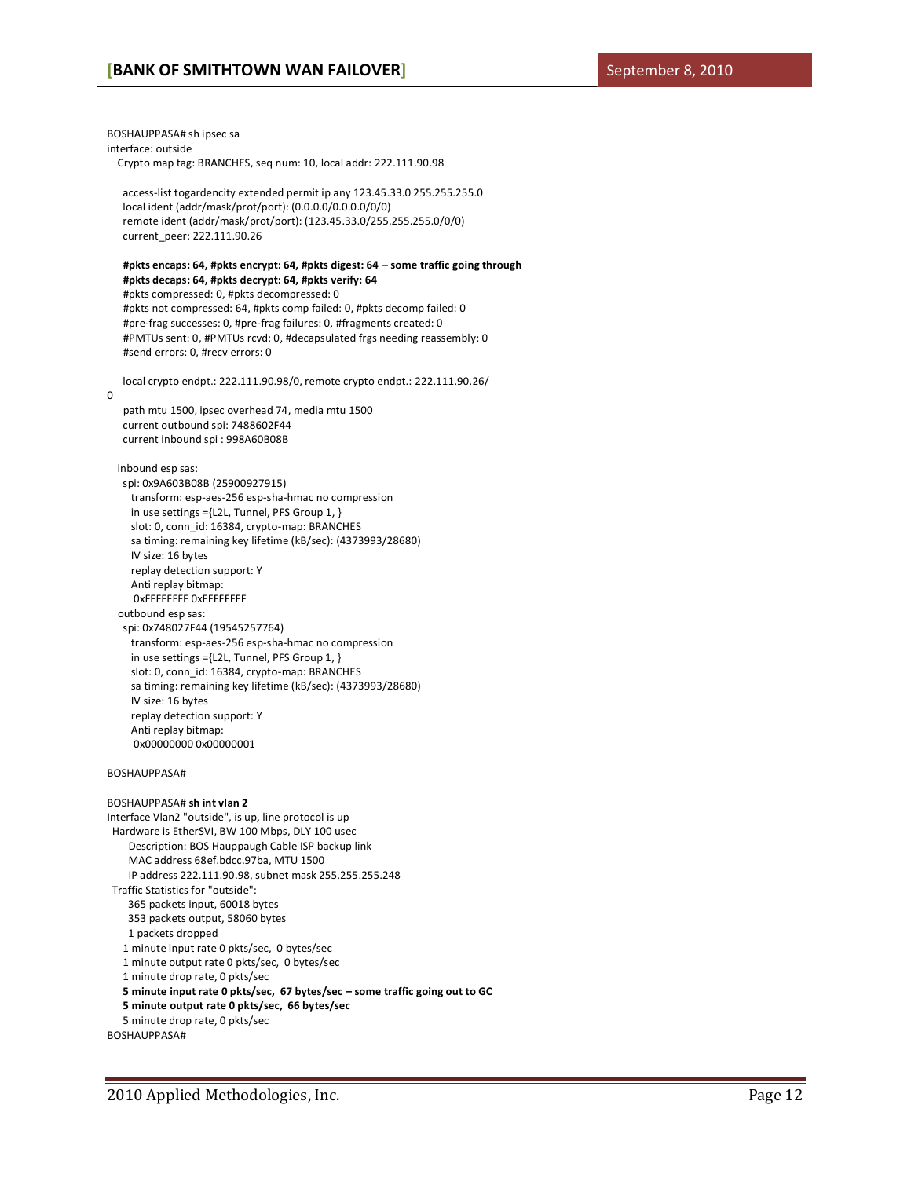```
BOSHAUPPASA# sh ipsec sa
interface: outside
    Crypto map tag: BRANCHES, seq num: 10, local addr: 222.111.90.98

      access-list togardencity extended permit ip any 123.45.33.0 255.255.255.0
      local ident (addr/mask/prot/port): (0.0.0.0/0.0.0.0/0/0)
      remote ident (addr/mask/prot/port): (123.45.33.0/255.255.255.0/0/0)
      current_peer: 222.111.90.26

      #pkts encaps: 64, #pkts encrypt: 64, #pkts digest: 64 – some traffic going through
      #pkts decaps: 64, #pkts decrypt: 64, #pkts verify: 64
      #pkts compressed: 0, #pkts decompressed: 0
      #pkts not compressed: 64, #pkts comp failed: 0, #pkts decomp failed: 0
      #pre-frag successes: 0, #pre-frag failures: 0, #fragments created: 0
      #PMTUs sent: 0, #PMTUs rcvd: 0, #decapsulated frgs needing reassembly: 0
      #send errors: 0, #recv errors: 0

      local crypto endpt.: 222.111.90.98/0, remote crypto endpt.: 222.111.90.26/
0
      path mtu 1500, ipsec overhead 74, media mtu 1500
      current outbound spi: 7488602F44
      current inbound spi : 998A60B08B

    inbound esp sas:
      spi: 0x9A603B08B (25900927915)
         transform: esp-aes-256 esp-sha-hmac no compression
         in use settings ={L2L, Tunnel, PFS Group 1, }
         slot: 0, conn_id: 16384, crypto-map: BRANCHES
         sa timing: remaining key lifetime (kB/sec): (4373993/28680)
         IV size: 16 bytes
         replay detection support: Y
         Anti replay bitmap:
          0xFFFFFFFF 0xFFFFFFFF
    outbound esp sas:
      spi: 0x748027F44 (19545257764)
         transform: esp-aes-256 esp-sha-hmac no compression
         in use settings ={L2L, Tunnel, PFS Group 1, }
         slot: 0, conn_id: 16384, crypto-map: BRANCHES
         sa timing: remaining key lifetime (kB/sec): (4373993/28680)
         IV size: 16 bytes
         replay detection support: Y
         Anti replay bitmap:
          0x00000000 0x00000001

BOSHAUPPASA#

BOSHAUPPASA# sh int vlan 2
Interface Vlan2 "outside", is up, line protocol is up
  Hardware is EtherSVI, BW 100 Mbps, DLY 100 usec
        Description: BOS Hauppaugh Cable ISP backup link
        MAC address 68ef.bdcc.97ba, MTU 1500
        IP address 222.111.90.98, subnet mask 255.255.255.248
  Traffic Statistics for "outside":
        365 packets input, 60018 bytes
        353 packets output, 58060 bytes
        1 packets dropped
      1 minute input rate 0 pkts/sec,  0 bytes/sec
      1 minute output rate 0 pkts/sec,  0 bytes/sec
      1 minute drop rate, 0 pkts/sec
      5 minute input rate 0 pkts/sec,  67 bytes/sec – some traffic going out to GC
      5 minute output rate 0 pkts/sec,  66 bytes/sec
      5 minute drop rate, 0 pkts/sec
BOSHAUPPASA#
```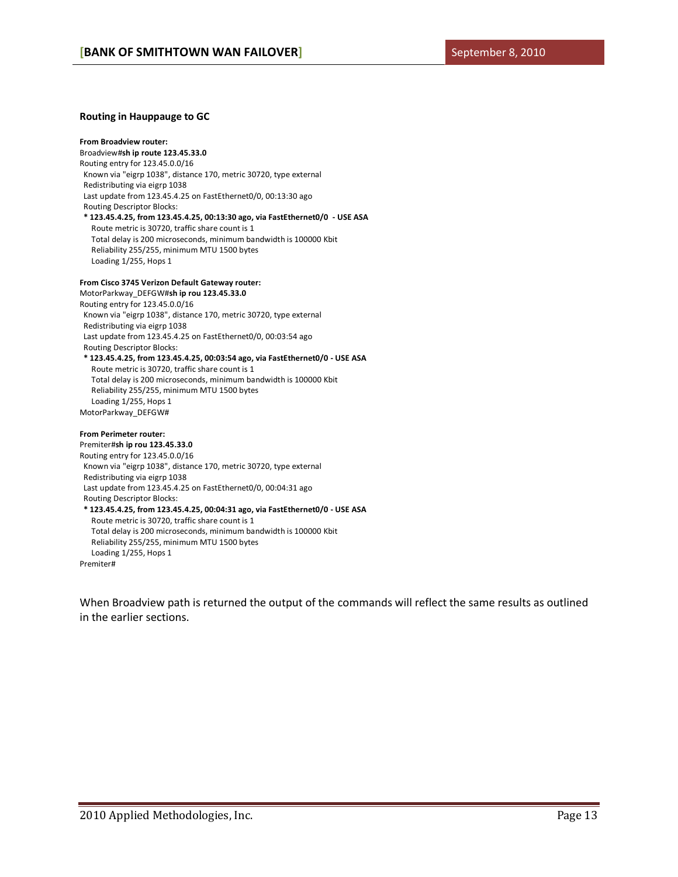### Routing in Hauppauge to GC

**From Broadview router:**

```
Broadview#sh ip route 123.45.33.0
Routing entry for 123.45.0.0/16
  Known via "eigrp 1038", distance 170, metric 30720, type external
  Redistributing via eigrp 1038
  Last update from 123.45.4.25 on FastEthernet0/0, 00:13:30 ago
  Routing Descriptor Blocks:
  * 123.45.4.25, from 123.45.4.25, 00:13:30 ago, via FastEthernet0/0  - USE ASA
      Route metric is 30720, traffic share count is 1
      Total delay is 200 microseconds, minimum bandwidth is 100000 Kbit
      Reliability 255/255, minimum MTU 1500 bytes
      Loading 1/255, Hops 1
```

**From Cisco 3745 Verizon Default Gateway router:**

```
MotorParkway_DEFGW#sh ip rou 123.45.33.0
Routing entry for 123.45.0.0/16
  Known via "eigrp 1038", distance 170, metric 30720, type external
  Redistributing via eigrp 1038
  Last update from 123.45.4.25 on FastEthernet0/0, 00:03:54 ago
  Routing Descriptor Blocks:
  * 123.45.4.25, from 123.45.4.25, 00:03:54 ago, via FastEthernet0/0 - USE ASA
      Route metric is 30720, traffic share count is 1
      Total delay is 200 microseconds, minimum bandwidth is 100000 Kbit
      Reliability 255/255, minimum MTU 1500 bytes
      Loading 1/255, Hops 1
MotorParkway_DEFGW#
```

**From Perimeter router:**

```
Premiter#sh ip rou 123.45.33.0
Routing entry for 123.45.0.0/16
  Known via "eigrp 1038", distance 170, metric 30720, type external
  Redistributing via eigrp 1038
  Last update from 123.45.4.25 on FastEthernet0/0, 00:04:31 ago
  Routing Descriptor Blocks:
  * 123.45.4.25, from 123.45.4.25, 00:04:31 ago, via FastEthernet0/0 - USE ASA
      Route metric is 30720, traffic share count is 1
      Total delay is 200 microseconds, minimum bandwidth is 100000 Kbit
      Reliability 255/255, minimum MTU 1500 bytes
      Loading 1/255, Hops 1
Premiter#
```

When Broadview path is returned the output of the commands will reflect the same results as outlined in the earlier sections.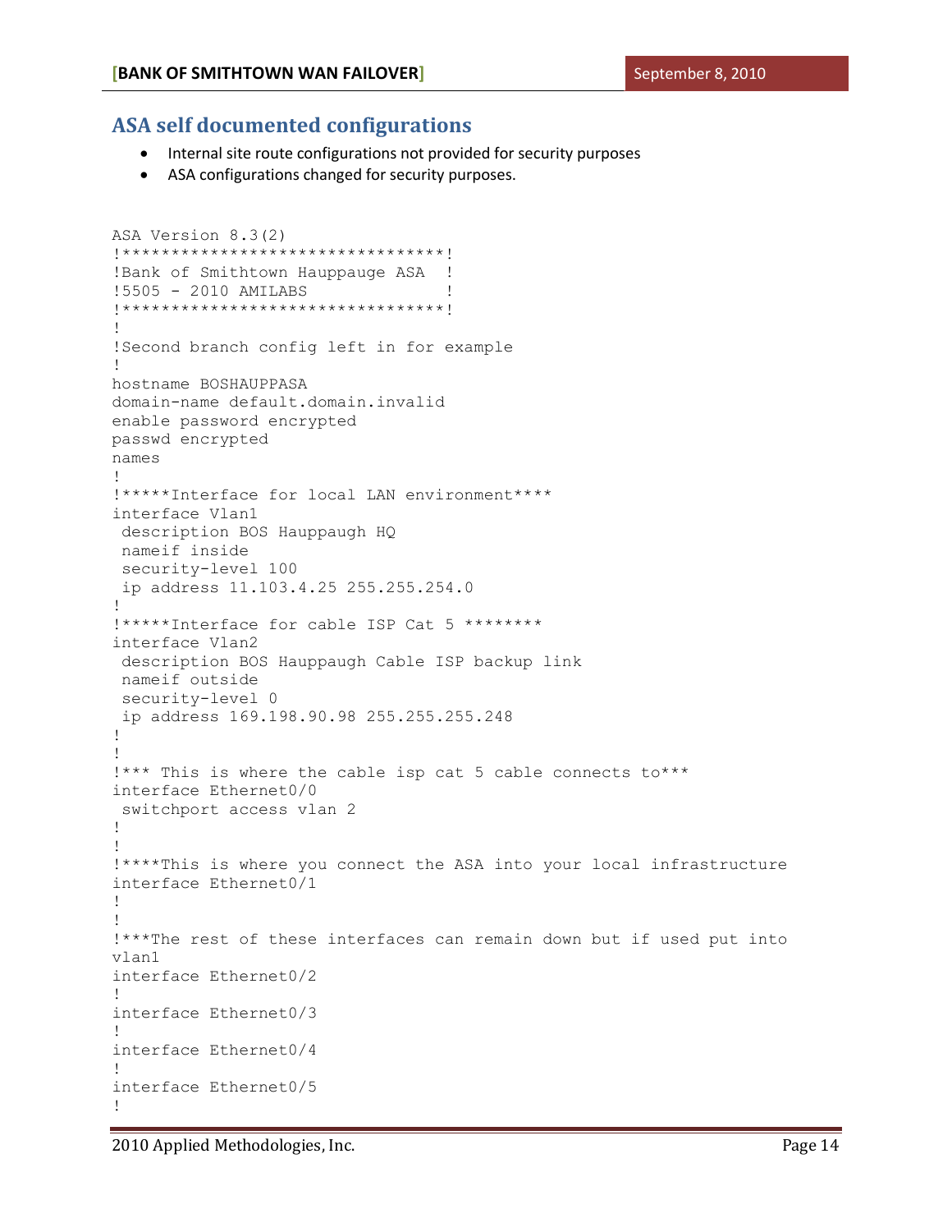## ASA self documented configurations

- Internal site route configurations not provided for security purposes
- ASA configurations changed for security purposes.

```
ASA Version 8.3(2)
!*********************************!
!Bank of Smithtown Hauppauge ASA  !
!5505 - 2010 AMILABS              !
!*********************************!
!
!Second branch config left in for example
!
hostname BOSHAUPPASA
domain-name default.domain.invalid
enable password encrypted
passwd encrypted
names
!
!*****Interface for local LAN environment****
interface Vlan1
 description BOS Hauppaugh HQ
 nameif inside
 security-level 100
 ip address 11.103.4.25 255.255.254.0
!
!*****Interface for cable ISP Cat 5 ********
interface Vlan2
 description BOS Hauppaugh Cable ISP backup link
 nameif outside
 security-level 0
 ip address 169.198.90.98 255.255.255.248
!
!
!*** This is where the cable isp cat 5 cable connects to***
interface Ethernet0/0
 switchport access vlan 2
!
!
!****This is where you connect the ASA into your local infrastructure
interface Ethernet0/1
!
!
!***The rest of these interfaces can remain down but if used put into
vlan1
interface Ethernet0/2
!
interface Ethernet0/3
!
interface Ethernet0/4
!
interface Ethernet0/5
!
```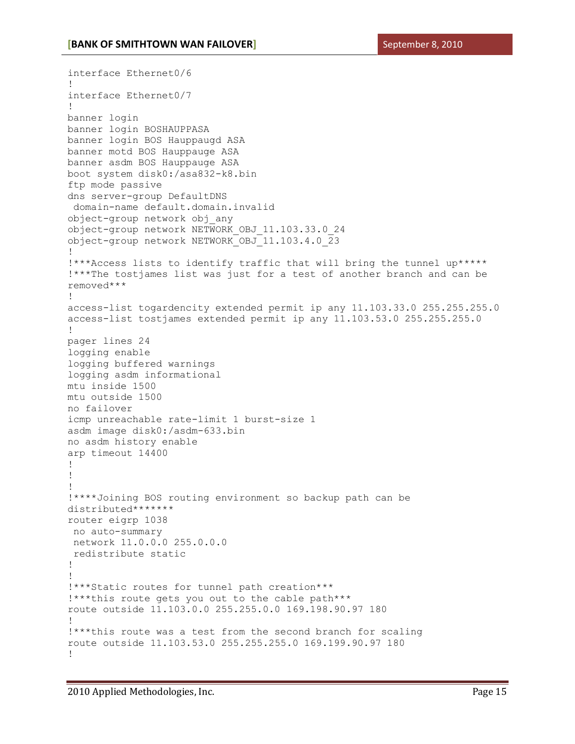```
interface Ethernet0/6
!
interface Ethernet0/7
!
banner login
banner login BOSHAUPPASA
banner login BOS Hauppaugd ASA
banner motd BOS Hauppauge ASA
banner asdm BOS Hauppauge ASA
boot system disk0:/asa832-k8.bin
ftp mode passive
dns server-group DefaultDNS
 domain-name default.domain.invalid
object-group network obj_any
object-group network NETWORK_OBJ_11.103.33.0_24
object-group network NETWORK_OBJ_11.103.4.0_23
!
!***Access lists to identify traffic that will bring the tunnel up*****
!***The tostjames list was just for a test of another branch and can be
removed***
!
access-list togardencity extended permit ip any 11.103.33.0 255.255.255.0
access-list tostjames extended permit ip any 11.103.53.0 255.255.255.0
!
pager lines 24
logging enable
logging buffered warnings
logging asdm informational
mtu inside 1500
mtu outside 1500
no failover
icmp unreachable rate-limit 1 burst-size 1
asdm image disk0:/asdm-633.bin
no asdm history enable
arp timeout 14400
!
!
!
!****Joining BOS routing environment so backup path can be
distributed*******
router eigrp 1038
 no auto-summary
 network 11.0.0.0 255.0.0.0
 redistribute static
!
!
!***Static routes for tunnel path creation***
!***this route gets you out to the cable path***
route outside 11.103.0.0 255.255.0.0 169.198.90.97 180
!
!***this route was a test from the second branch for scaling
route outside 11.103.53.0 255.255.255.0 169.199.90.97 180
!
```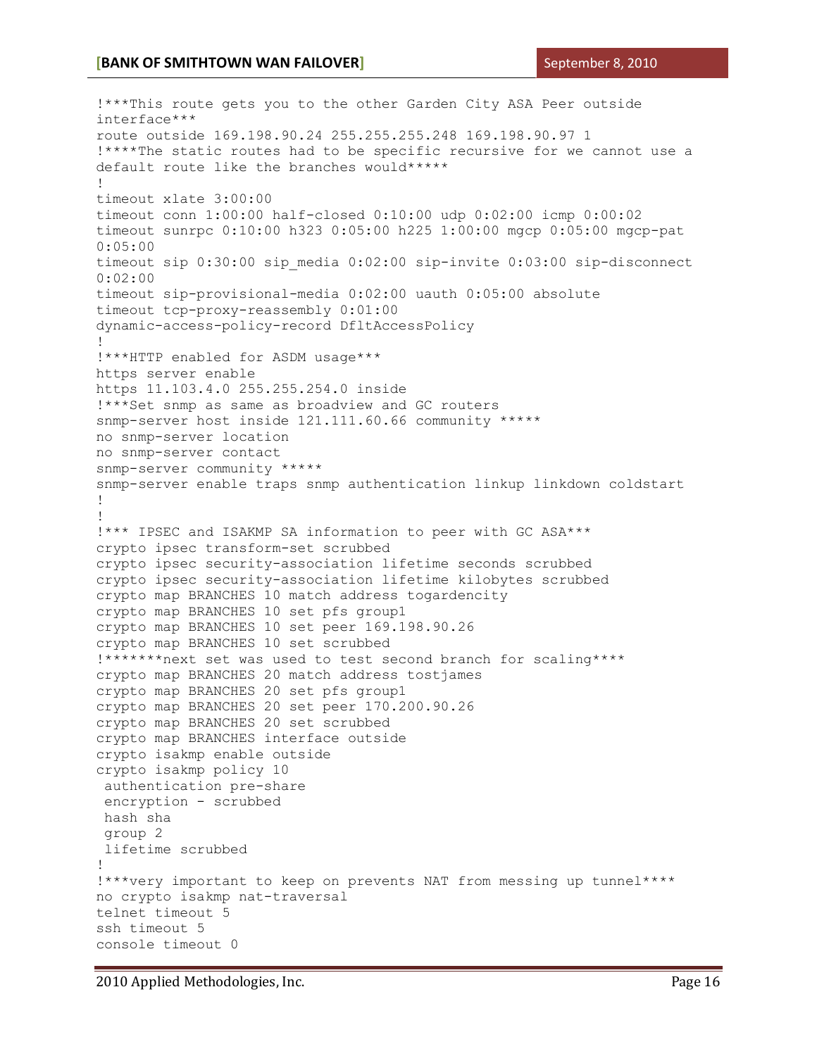```
!***This route gets you to the other Garden City ASA Peer outside
interface***
route outside 169.198.90.24 255.255.255.248 169.198.90.97 1
!****The static routes had to be specific recursive for we cannot use a
default route like the branches would*****
!
timeout xlate 3:00:00
timeout conn 1:00:00 half-closed 0:10:00 udp 0:02:00 icmp 0:00:02
timeout sunrpc 0:10:00 h323 0:05:00 h225 1:00:00 mgcp 0:05:00 mgcp-pat
0:05:00
timeout sip 0:30:00 sip_media 0:02:00 sip-invite 0:03:00 sip-disconnect
0:02:00
timeout sip-provisional-media 0:02:00 uauth 0:05:00 absolute
timeout tcp-proxy-reassembly 0:01:00
dynamic-access-policy-record DfltAccessPolicy
!
!***HTTP enabled for ASDM usage***
https server enable
https 11.103.4.0 255.255.254.0 inside
!***Set snmp as same as broadview and GC routers
snmp-server host inside 121.111.60.66 community *****
no snmp-server location
no snmp-server contact
snmp-server community *****
snmp-server enable traps snmp authentication linkup linkdown coldstart
!
!
!*** IPSEC and ISAKMP SA information to peer with GC ASA***
crypto ipsec transform-set scrubbed
crypto ipsec security-association lifetime seconds scrubbed
crypto ipsec security-association lifetime kilobytes scrubbed
crypto map BRANCHES 10 match address togardencity
crypto map BRANCHES 10 set pfs group1
crypto map BRANCHES 10 set peer 169.198.90.26
crypto map BRANCHES 10 set scrubbed
!*******next set was used to test second branch for scaling****
crypto map BRANCHES 20 match address tostjames
crypto map BRANCHES 20 set pfs group1
crypto map BRANCHES 20 set peer 170.200.90.26
crypto map BRANCHES 20 set scrubbed
crypto map BRANCHES interface outside
crypto isakmp enable outside
crypto isakmp policy 10
 authentication pre-share
 encryption - scrubbed
 hash sha
 group 2
 lifetime scrubbed
!
!***very important to keep on prevents NAT from messing up tunnel****
no crypto isakmp nat-traversal
telnet timeout 5
ssh timeout 5
console timeout 0
```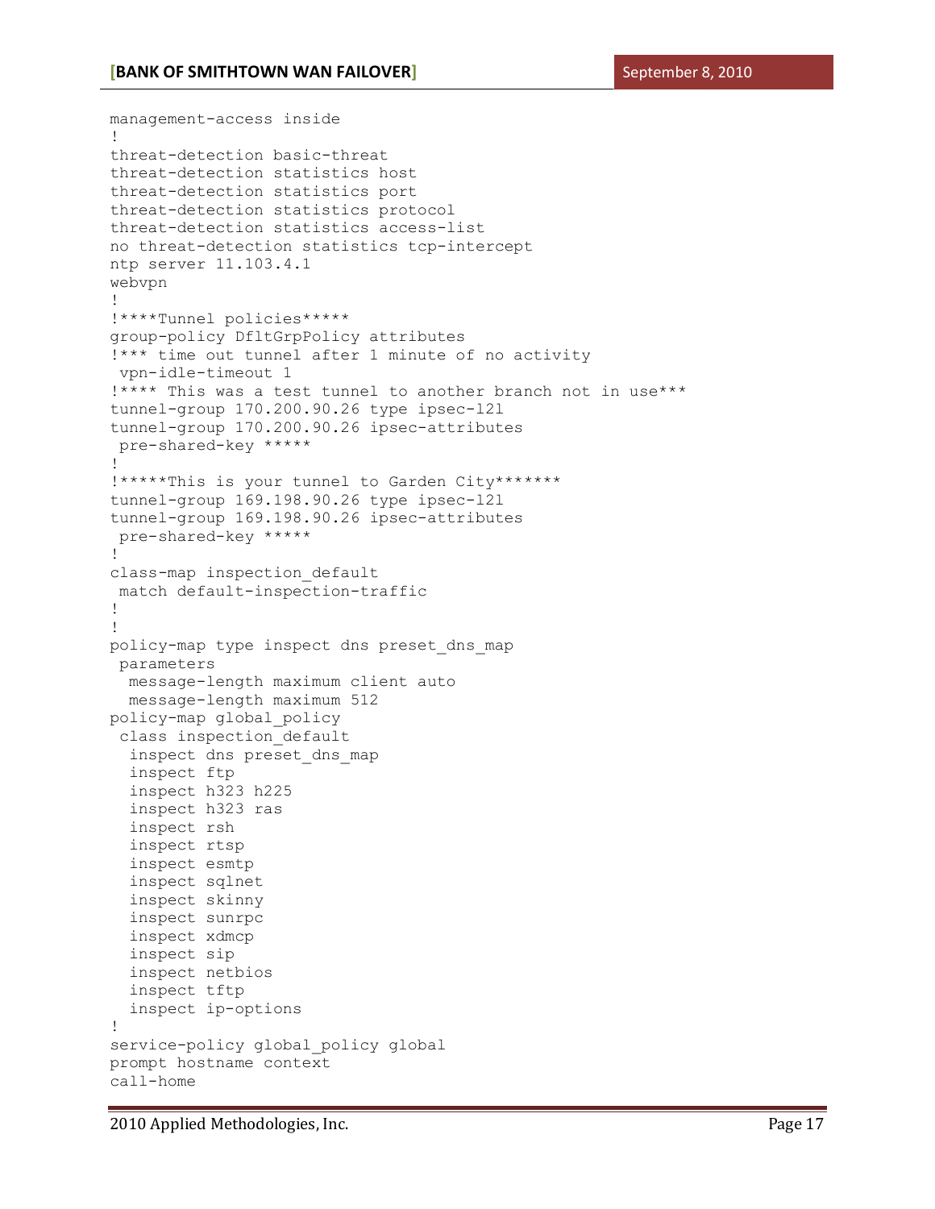```
management-access inside
!
threat-detection basic-threat
threat-detection statistics host
threat-detection statistics port
threat-detection statistics protocol
threat-detection statistics access-list
no threat-detection statistics tcp-intercept
ntp server 11.103.4.1
webvpn
!
!****Tunnel policies*****
group-policy DfltGrpPolicy attributes
!*** time out tunnel after 1 minute of no activity
 vpn-idle-timeout 1
!**** This was a test tunnel to another branch not in use***
tunnel-group 170.200.90.26 type ipsec-l2l
tunnel-group 170.200.90.26 ipsec-attributes
 pre-shared-key *****
!
!*****This is your tunnel to Garden City*******
tunnel-group 169.198.90.26 type ipsec-l2l
tunnel-group 169.198.90.26 ipsec-attributes
 pre-shared-key *****
!
class-map inspection_default
 match default-inspection-traffic
!
!
policy-map type inspect dns preset_dns_map
 parameters
  message-length maximum client auto
  message-length maximum 512
policy-map global_policy
 class inspection_default
  inspect dns preset_dns_map
  inspect ftp
  inspect h323 h225
  inspect h323 ras
  inspect rsh
  inspect rtsp
  inspect esmtp
  inspect sqlnet
  inspect skinny
  inspect sunrpc
  inspect xdmcp
  inspect sip
  inspect netbios
  inspect tftp
  inspect ip-options
!
service-policy global_policy global
prompt hostname context
call-home
```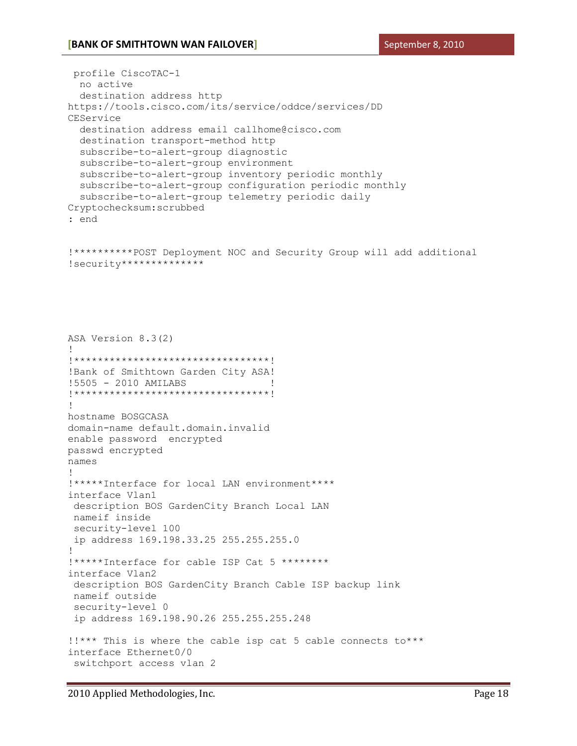```
 profile CiscoTAC-1
  no active
  destination address http
https://tools.cisco.com/its/service/oddce/services/DD
CEService
  destination address email callhome@cisco.com
  destination transport-method http
  subscribe-to-alert-group diagnostic
  subscribe-to-alert-group environment
  subscribe-to-alert-group inventory periodic monthly
  subscribe-to-alert-group configuration periodic monthly
  subscribe-to-alert-group telemetry periodic daily
Cryptochecksum:scrubbed
: end

!**********POST Deployment NOC and Security Group will add additional
!security**************
```

```
ASA Version 8.3(2)
!
!*********************************!
!Bank of Smithtown Garden City ASA!
!5505 - 2010 AMILABS              !
!*********************************!
!
hostname BOSGCASA
domain-name default.domain.invalid
enable password  encrypted
passwd encrypted
names
!
!*****Interface for local LAN environment****
interface Vlan1
 description BOS GardenCity Branch Local LAN
 nameif inside
 security-level 100
 ip address 169.198.33.25 255.255.255.0
!
!*****Interface for cable ISP Cat 5 ********
interface Vlan2
 description BOS GardenCity Branch Cable ISP backup link
 nameif outside
 security-level 0
 ip address 169.198.90.26 255.255.255.248

!!*** This is where the cable isp cat 5 cable connects to***
interface Ethernet0/0
 switchport access vlan 2
```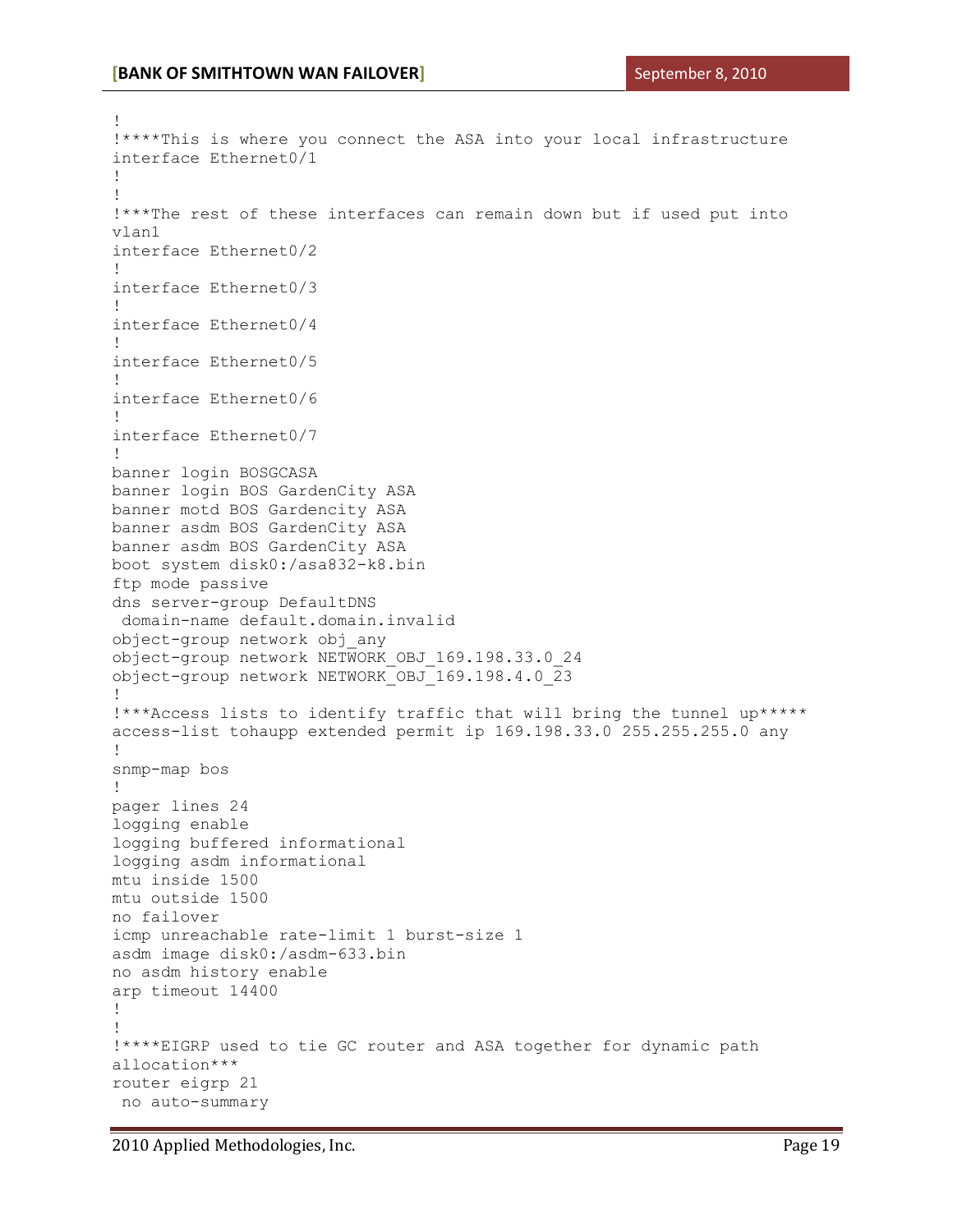```
!
!****This is where you connect the ASA into your local infrastructure
interface Ethernet0/1
!
!
!***The rest of these interfaces can remain down but if used put into
vlan1
interface Ethernet0/2
!
interface Ethernet0/3
!
interface Ethernet0/4
!
interface Ethernet0/5
!
interface Ethernet0/6
!
interface Ethernet0/7
!
banner login BOSGCASA
banner login BOS GardenCity ASA
banner motd BOS Gardencity ASA
banner asdm BOS GardenCity ASA
banner asdm BOS GardenCity ASA
boot system disk0:/asa832-k8.bin
ftp mode passive
dns server-group DefaultDNS
 domain-name default.domain.invalid
object-group network obj_any
object-group network NETWORK_OBJ_169.198.33.0_24
object-group network NETWORK_OBJ_169.198.4.0_23
!
!***Access lists to identify traffic that will bring the tunnel up*****
access-list tohaupp extended permit ip 169.198.33.0 255.255.255.0 any
!
snmp-map bos
!
pager lines 24
logging enable
logging buffered informational
logging asdm informational
mtu inside 1500
mtu outside 1500
no failover
icmp unreachable rate-limit 1 burst-size 1
asdm image disk0:/asdm-633.bin
no asdm history enable
arp timeout 14400
!
!
!****EIGRP used to tie GC router and ASA together for dynamic path
allocation***
router eigrp 21
 no auto-summary
```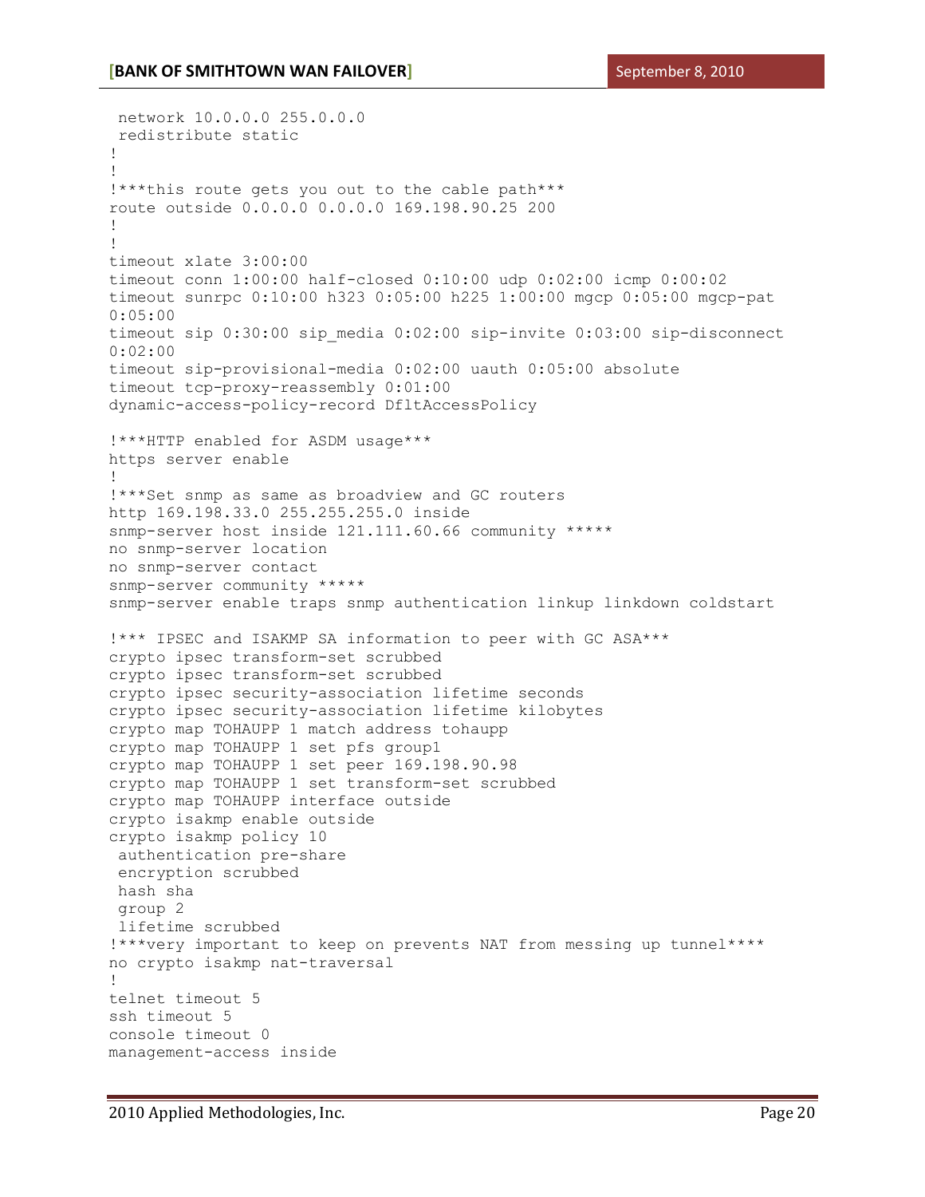```
 network 10.0.0.0 255.0.0.0
 redistribute static
!
!
!***this route gets you out to the cable path***
route outside 0.0.0.0 0.0.0.0 169.198.90.25 200
!
!
timeout xlate 3:00:00
timeout conn 1:00:00 half-closed 0:10:00 udp 0:02:00 icmp 0:00:02
timeout sunrpc 0:10:00 h323 0:05:00 h225 1:00:00 mgcp 0:05:00 mgcp-pat
0:05:00
timeout sip 0:30:00 sip_media 0:02:00 sip-invite 0:03:00 sip-disconnect
0:02:00
timeout sip-provisional-media 0:02:00 uauth 0:05:00 absolute
timeout tcp-proxy-reassembly 0:01:00
dynamic-access-policy-record DfltAccessPolicy

!***HTTP enabled for ASDM usage***
https server enable
!
!***Set snmp as same as broadview and GC routers
http 169.198.33.0 255.255.255.0 inside
snmp-server host inside 121.111.60.66 community *****
no snmp-server location
no snmp-server contact
snmp-server community *****
snmp-server enable traps snmp authentication linkup linkdown coldstart

!*** IPSEC and ISAKMP SA information to peer with GC ASA***
crypto ipsec transform-set scrubbed
crypto ipsec transform-set scrubbed
crypto ipsec security-association lifetime seconds
crypto ipsec security-association lifetime kilobytes
crypto map TOHAUPP 1 match address tohaupp
crypto map TOHAUPP 1 set pfs group1
crypto map TOHAUPP 1 set peer 169.198.90.98
crypto map TOHAUPP 1 set transform-set scrubbed
crypto map TOHAUPP interface outside
crypto isakmp enable outside
crypto isakmp policy 10
 authentication pre-share
 encryption scrubbed
 hash sha
 group 2
 lifetime scrubbed
!***very important to keep on prevents NAT from messing up tunnel****
no crypto isakmp nat-traversal
!
telnet timeout 5
ssh timeout 5
console timeout 0
management-access inside
```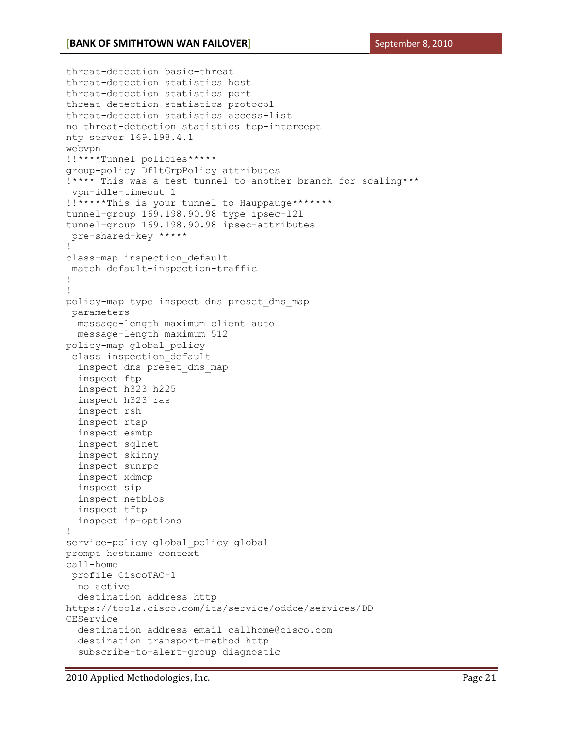```
threat-detection basic-threat
threat-detection statistics host
threat-detection statistics port
threat-detection statistics protocol
threat-detection statistics access-list
no threat-detection statistics tcp-intercept
ntp server 169.198.4.1
webvpn
!!****Tunnel policies*****
group-policy DfltGrpPolicy attributes
!**** This was a test tunnel to another branch for scaling***
 vpn-idle-timeout 1
!!*****This is your tunnel to Hauppauge*******
tunnel-group 169.198.90.98 type ipsec-l2l
tunnel-group 169.198.90.98 ipsec-attributes
 pre-shared-key *****
!
class-map inspection_default
 match default-inspection-traffic
!
!
policy-map type inspect dns preset_dns_map
 parameters
  message-length maximum client auto
  message-length maximum 512
policy-map global_policy
 class inspection_default
  inspect dns preset_dns_map
  inspect ftp
  inspect h323 h225
  inspect h323 ras
  inspect rsh
  inspect rtsp
  inspect esmtp
  inspect sqlnet
  inspect skinny
  inspect sunrpc
  inspect xdmcp
  inspect sip
  inspect netbios
  inspect tftp
  inspect ip-options
!
service-policy global_policy global
prompt hostname context
call-home
 profile CiscoTAC-1
  no active
  destination address http
https://tools.cisco.com/its/service/oddce/services/DD
CEService
  destination address email callhome@cisco.com
  destination transport-method http
  subscribe-to-alert-group diagnostic
```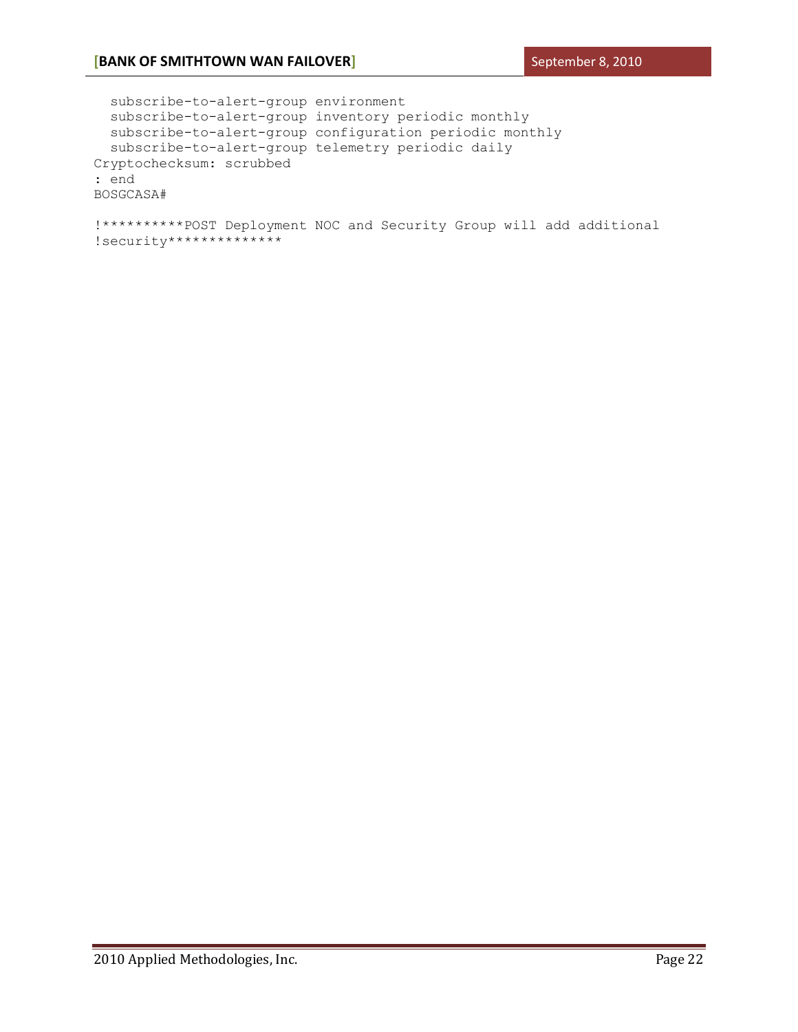```
  subscribe-to-alert-group environment
  subscribe-to-alert-group inventory periodic monthly
  subscribe-to-alert-group configuration periodic monthly
  subscribe-to-alert-group telemetry periodic daily
Cryptochecksum: scrubbed
: end
BOSGCASA#

!**********POST Deployment NOC and Security Group will add additional
!security**************
```